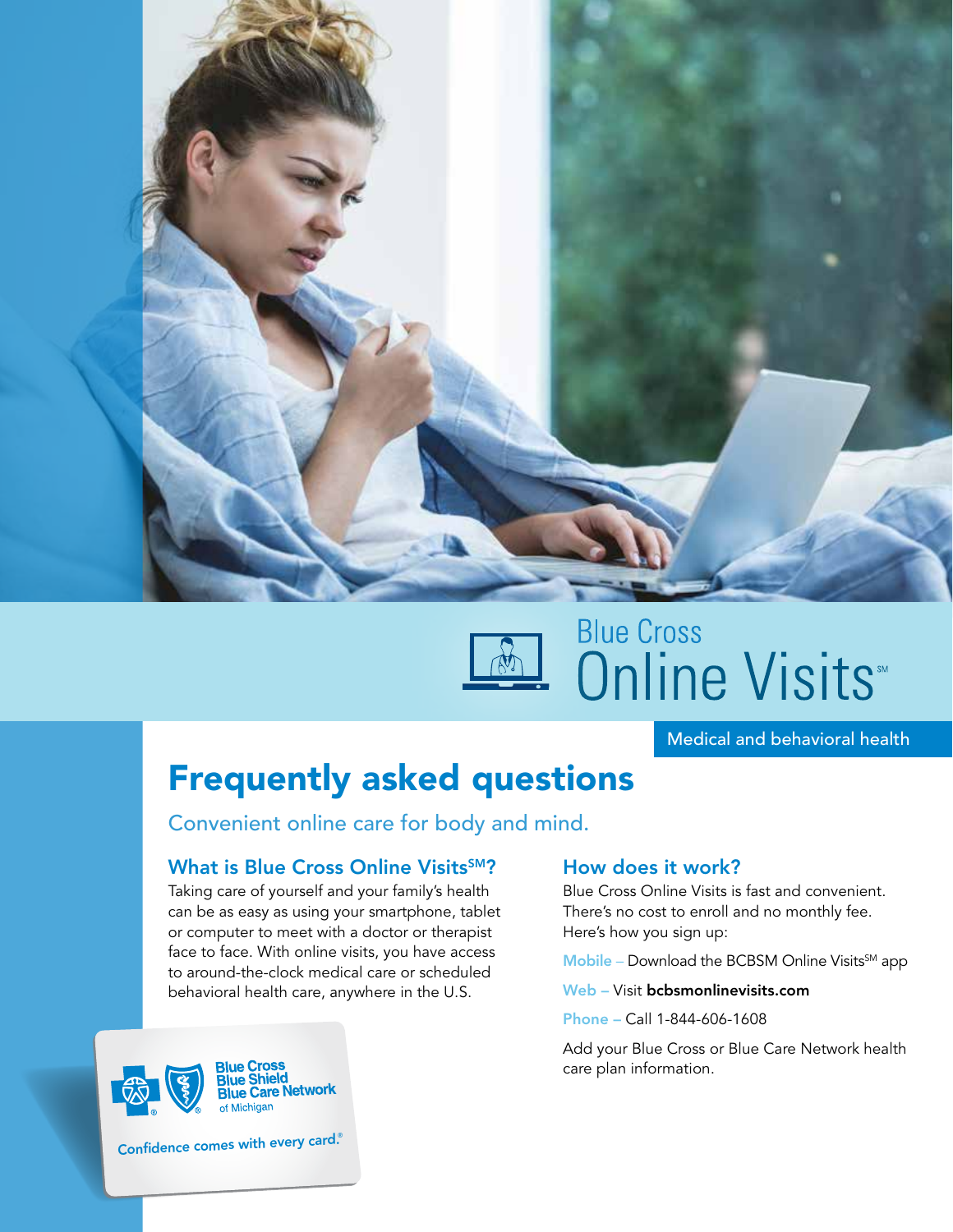Blue Cross

# Online Visits℠

Medical and behavioral health

# Frequently asked questions

Convenient online care for body and mind.

## What is Blue Cross Online Visits℠?

Taking care of yourself and your family's health can be as easy as using your smartphone, tablet or computer to meet with a doctor or therapist face to face. With online visits, you have access to around-the-clock medical care or scheduled behavioral health care, anywhere in the U.S.

## How does it work?

Blue Cross Online Visits is fast and convenient. There's no cost to enroll and no monthly fee. Here's how you sign up:

Mobile – Download the BCBSM Online Visits℠ app

Web – Visit **bcbsmonlinevisits.com**

Phone – Call 1-844-606-1608

Add your Blue Cross or Blue Care Network health care plan information.

Blue Cross Blue Shield Blue Care Network of Michigan

Confidence comes with every card.®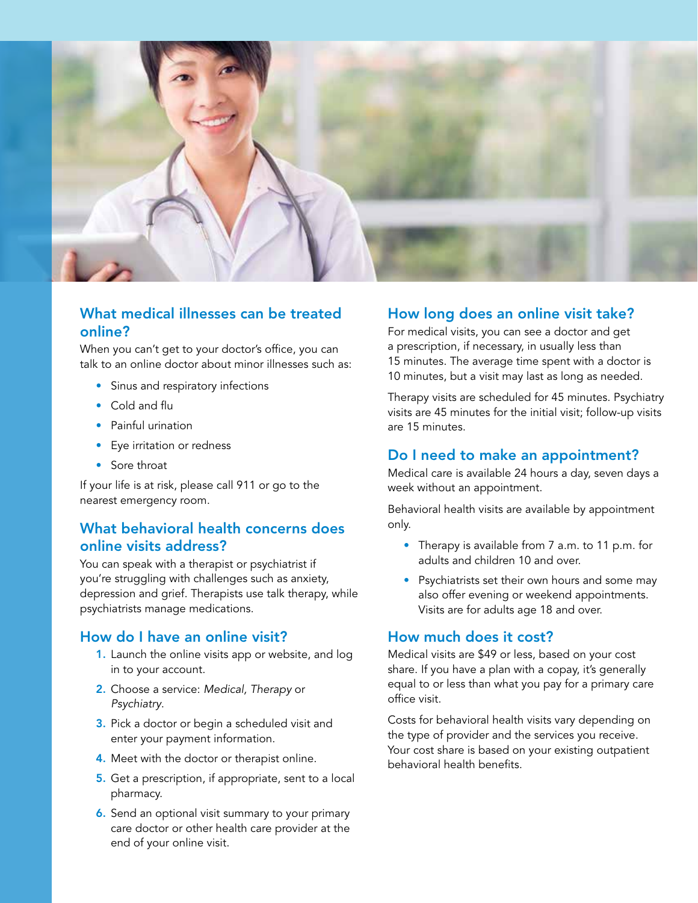## What medical illnesses can be treated online?

When you can't get to your doctor's office, you can talk to an online doctor about minor illnesses such as:

- Sinus and respiratory infections
- Cold and flu
- Painful urination
- Eye irritation or redness
- Sore throat

If your life is at risk, please call 911 or go to the nearest emergency room.

## What behavioral health concerns does online visits address?

You can speak with a therapist or psychiatrist if you're struggling with challenges such as anxiety, depression and grief. Therapists use talk therapy, while psychiatrists manage medications.

## How do I have an online visit?

1. Launch the online visits app or website, and log in to your account.
2. Choose a service: *Medical, Therapy* or *Psychiatry*.
3. Pick a doctor or begin a scheduled visit and enter your payment information.
4. Meet with the doctor or therapist online.
5. Get a prescription, if appropriate, sent to a local pharmacy.
6. Send an optional visit summary to your primary care doctor or other health care provider at the end of your online visit.

## How long does an online visit take?

For medical visits, you can see a doctor and get a prescription, if necessary, in usually less than 15 minutes. The average time spent with a doctor is 10 minutes, but a visit may last as long as needed.

Therapy visits are scheduled for 45 minutes. Psychiatry visits are 45 minutes for the initial visit; follow-up visits are 15 minutes.

## Do I need to make an appointment?

Medical care is available 24 hours a day, seven days a week without an appointment.

Behavioral health visits are available by appointment only.

- Therapy is available from 7 a.m. to 11 p.m. for adults and children 10 and over.
- Psychiatrists set their own hours and some may also offer evening or weekend appointments. Visits are for adults age 18 and over.

## How much does it cost?

Medical visits are $49 or less, based on your cost share. If you have a plan with a copay, it's generally equal to or less than what you pay for a primary care office visit.

Costs for behavioral health visits vary depending on the type of provider and the services you receive. Your cost share is based on your existing outpatient behavioral health benefits.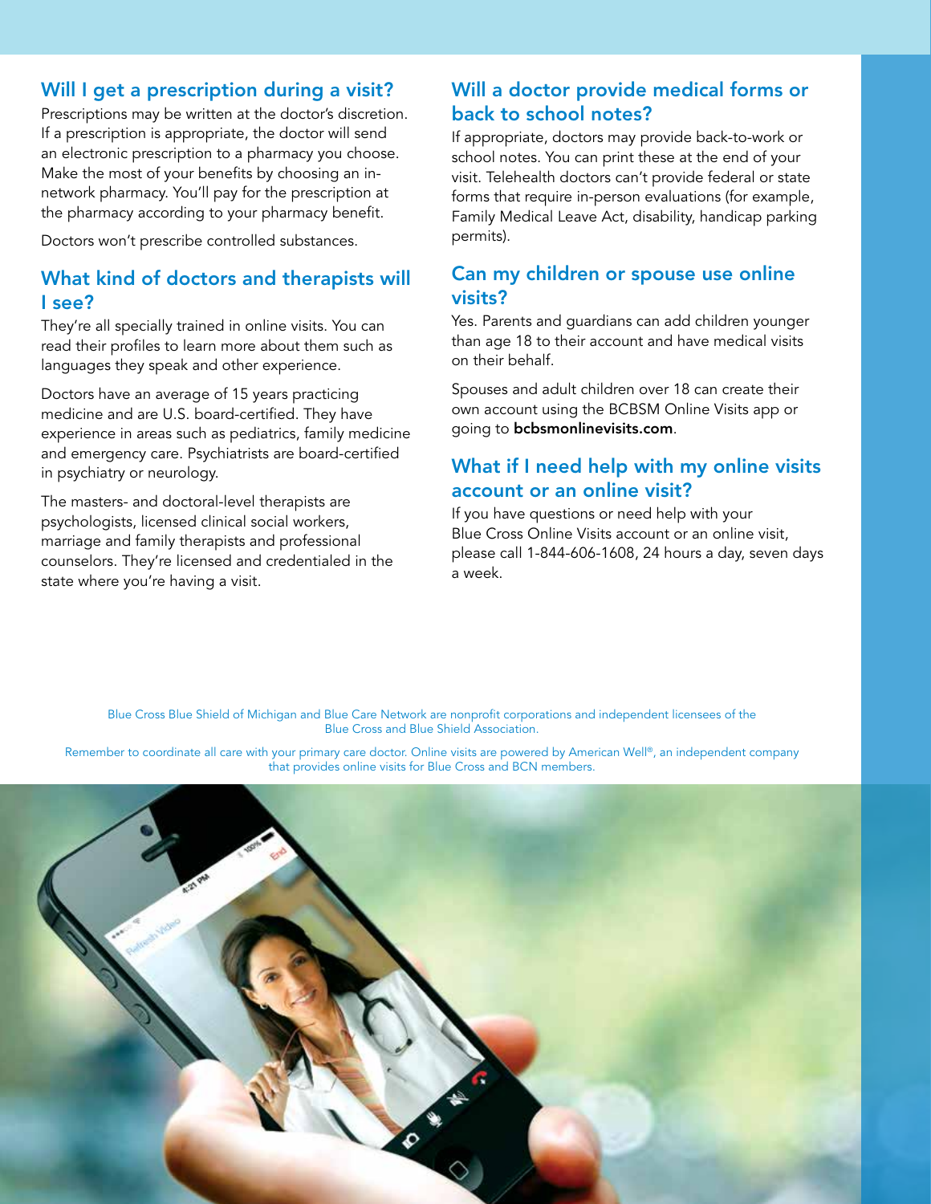## Will I get a prescription during a visit?

Prescriptions may be written at the doctor's discretion. If a prescription is appropriate, the doctor will send an electronic prescription to a pharmacy you choose. Make the most of your benefits by choosing an in-network pharmacy. You'll pay for the prescription at the pharmacy according to your pharmacy benefit.

Doctors won't prescribe controlled substances.

## What kind of doctors and therapists will I see?

They're all specially trained in online visits. You can read their profiles to learn more about them such as languages they speak and other experience.

Doctors have an average of 15 years practicing medicine and are U.S. board-certified. They have experience in areas such as pediatrics, family medicine and emergency care. Psychiatrists are board-certified in psychiatry or neurology.

The masters- and doctoral-level therapists are psychologists, licensed clinical social workers, marriage and family therapists and professional counselors. They're licensed and credentialed in the state where you're having a visit.

## Will a doctor provide medical forms or back to school notes?

If appropriate, doctors may provide back-to-work or school notes. You can print these at the end of your visit. Telehealth doctors can't provide federal or state forms that require in-person evaluations (for example, Family Medical Leave Act, disability, handicap parking permits).

## Can my children or spouse use online visits?

Yes. Parents and guardians can add children younger than age 18 to their account and have medical visits on their behalf.

Spouses and adult children over 18 can create their own account using the BCBSM Online Visits app or going to **bcbsmonlinevisits.com**.

## What if I need help with my online visits account or an online visit?

If you have questions or need help with your Blue Cross Online Visits account or an online visit, please call 1-844-606-1608, 24 hours a day, seven days a week.

Blue Cross Blue Shield of Michigan and Blue Care Network are nonprofit corporations and independent licensees of the Blue Cross and Blue Shield Association.

Remember to coordinate all care with your primary care doctor. Online visits are powered by American Well®, an independent company that provides online visits for Blue Cross and BCN members.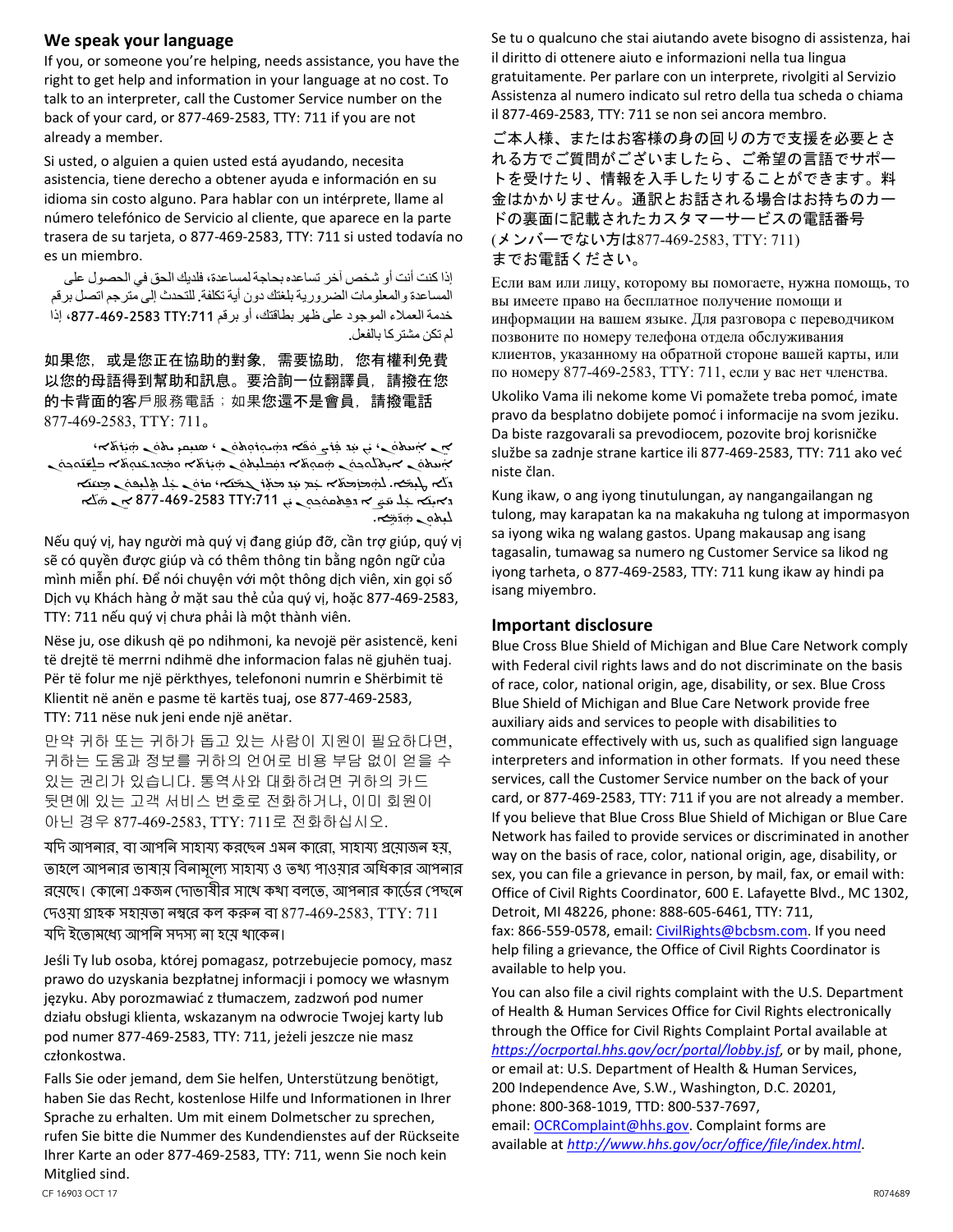## We speak your language

If you, or someone you're helping, needs assistance, you have the right to get help and information in your language at no cost. To talk to an interpreter, call the Customer Service number on the back of your card, or 877-469-2583, TTY: 711 if you are not already a member.

Si usted, o alguien a quien usted está ayudando, necesita asistencia, tiene derecho a obtener ayuda e información en su idioma sin costo alguno. Para hablar con un intérprete, llame al número telefónico de Servicio al cliente, que aparece en la parte trasera de su tarjeta, o 877-469-2583, TTY: 711 si usted todavía no es un miembro.

إذا كنت أنت أو شخص آخر تساعده بحاجة لمساعدة، فلديك الحق في الحصول على المساعدة والمعلومات الضرورية بلغتك دون أية تكلفة. للتحدث إلى مترجم اتصل برقم خدمة العملاء الموجود على ظهر بطاقتك، أو برقم 877-469-2583 TTY:711، إذا لم تكن مشتركا بالفعل.

如果您，或是您正在協助的對象，需要協助，您有權利免費以您的母語得到幫助和訊息。要洽詢一位翻譯員，請撥在您的卡背面的客戶服務電話；如果您還不是會員，請撥電話 877-469-2583, TTY: 711。

ܐܢ ܐܢܬ، ܐܘ ܐܢܫ ܕܥܡ ܐܢܬ ܥܕܪܐ ܐܢܬ ܠܗ، ܣܢܝܩܐ ܝܘܬ ܠܥܘܕܪܢܐ، ܐܝܬ ܠܟ ܙܕܩܐ ܕܫܩܠܬ ܥܘܕܪܢܐ ܘܝܕܥܬܐ ܒܠܫܢܐ ܕܝܠܘܟ ܡܓܢ. ܠܡܡܠܠܐ ܥܡ ܡܬܪܓܡܢܐ، ܩܪܝ ܠܡܢܝܢܐ ܕܚܠܡܬ ܢܝܫܐ ܕܥܡܝܠܐ ܕܟܬܝܒ ܥܠ ܓܒܐ ܕܒܣܬܪ ܕܟܪܬܐ ܕܝܠܘܟ، ܐܘ 877-469-2583 TTY:711 ܐܢ ܠܐ ܝܘܬ ܗܕܡܐ.

Nếu quý vị, hay người mà quý vị đang giúp đỡ, cần trợ giúp, quý vị sẽ có quyền được giúp và có thêm thông tin bằng ngôn ngữ của mình miễn phí. Để nói chuyện với một thông dịch viên, xin gọi số Dịch vụ Khách hàng ở mặt sau thẻ của quý vị, hoặc 877-469-2583, TTY: 711 nếu quý vị chưa phải là một thành viên.

Nëse ju, ose dikush që po ndihmoni, ka nevojë për asistencë, keni të drejtë të merrni ndihmë dhe informacion falas në gjuhën tuaj. Për të folur me një përkthyes, telefononi numrin e Shërbimit të Klientit në anën e pasme të kartës tuaj, ose 877-469-2583, TTY: 711 nëse nuk jeni ende një anëtar.

만약 귀하 또는 귀하가 돕고 있는 사람이 지원이 필요하다면, 귀하는 도움과 정보를 귀하의 언어로 비용 부담 없이 얻을 수 있는 권리가 있습니다. 통역사와 대화하려면 귀하의 카드 뒷면에 있는 고객 서비스 번호로 전화하거나, 이미 회원이 아닌 경우 877-469-2583, TTY: 711로 전화하십시오.

যদি আপনার, বা আপনি সাহায্য করছেন এমন কারো, সাহায্য প্রয়োজন হয়, তাহলে আপনার ভাষায় বিনামূল্যে সাহায্য ও তথ্য পাওয়ার অধিকার আপনার রয়েছে। কোনো একজন দোভাষীর সাথে কথা বলতে, আপনার কার্ডের পেছনে দেওয়া গ্রাহক সহায়তা নম্বরে কল করুন বা 877-469-2583, TTY: 711 যদি ইতোমধ্যে আপনি সদস্য না হয়ে থাকেন।

Jeśli Ty lub osoba, której pomagasz, potrzebujecie pomocy, masz prawo do uzyskania bezpłatnej informacji i pomocy we własnym języku. Aby porozmawiać z tłumaczem, zadzwoń pod numer działu obsługi klienta, wskazanym na odwrocie Twojej karty lub pod numer 877-469-2583, TTY: 711, jeżeli jeszcze nie masz członkostwa.

Falls Sie oder jemand, dem Sie helfen, Unterstützung benötigt, haben Sie das Recht, kostenlose Hilfe und Informationen in Ihrer Sprache zu erhalten. Um mit einem Dolmetscher zu sprechen, rufen Sie bitte die Nummer des Kundendienstes auf der Rückseite Ihrer Karte an oder 877-469-2583, TTY: 711, wenn Sie noch kein Mitglied sind.

Se tu o qualcuno che stai aiutando avete bisogno di assistenza, hai il diritto di ottenere aiuto e informazioni nella tua lingua gratuitamente. Per parlare con un interprete, rivolgiti al Servizio Assistenza al numero indicato sul retro della tua scheda o chiama il 877-469-2583, TTY: 711 se non sei ancora membro.

ご本人様、またはお客様の身の回りの方で支援を必要とされる方でご質問がございましたら、ご希望の言語でサポートを受けたり、情報を入手したりすることができます。料金はかかりません。通訳とお話される場合はお持ちのカードの裏面に記載されたカスタマーサービスの電話番号(メンバーでない方は877-469-2583, TTY: 711)までお電話ください。

Если вам или лицу, которому вы помогаете, нужна помощь, то вы имеете право на бесплатное получение помощи и информации на вашем языке. Для разговора с переводчиком позвоните по номеру телефона отдела обслуживания клиентов, указанному на обратной стороне вашей карты, или по номеру 877-469-2583, TTY: 711, если у вас нет членства.

Ukoliko Vama ili nekome kome Vi pomažete treba pomoć, imate pravo da besplatno dobijete pomoć i informacije na svom jeziku. Da biste razgovarali sa prevodiocem, pozovite broj korisničke službe sa zadnje strane kartice ili 877-469-2583, TTY: 711 ako već niste član.

Kung ikaw, o ang iyong tinutulungan, ay nangangailangan ng tulong, may karapatan ka na makakuha ng tulong at impormasyon sa iyong wika ng walang gastos. Upang makausap ang isang tagasalin, tumawag sa numero ng Customer Service sa likod ng iyong tarheta, o 877-469-2583, TTY: 711 kung ikaw ay hindi pa isang miyembro.

## Important disclosure

Blue Cross Blue Shield of Michigan and Blue Care Network comply with Federal civil rights laws and do not discriminate on the basis of race, color, national origin, age, disability, or sex. Blue Cross Blue Shield of Michigan and Blue Care Network provide free auxiliary aids and services to people with disabilities to communicate effectively with us, such as qualified sign language interpreters and information in other formats. If you need these services, call the Customer Service number on the back of your card, or 877-469-2583, TTY: 711 if you are not already a member. If you believe that Blue Cross Blue Shield of Michigan or Blue Care Network has failed to provide services or discriminated in another way on the basis of race, color, national origin, age, disability, or sex, you can file a grievance in person, by mail, fax, or email with: Office of Civil Rights Coordinator, 600 E. Lafayette Blvd., MC 1302, Detroit, MI 48226, phone: 888-605-6461, TTY: 711, fax: 866-559-0578, email: CivilRights@bcbsm.com. If you need help filing a grievance, the Office of Civil Rights Coordinator is available to help you.

You can also file a civil rights complaint with the U.S. Department of Health & Human Services Office for Civil Rights electronically through the Office for Civil Rights Complaint Portal available at *https://ocrportal.hhs.gov/ocr/portal/lobby.jsf*, or by mail, phone, or email at: U.S. Department of Health & Human Services, 200 Independence Ave, S.W., Washington, D.C. 20201, phone: 800-368-1019, TTD: 800-537-7697, email: OCRComplaint@hhs.gov. Complaint forms are available at *http://www.hhs.gov/ocr/office/file/index.html*.

CF 16903 OCT 17

R074689